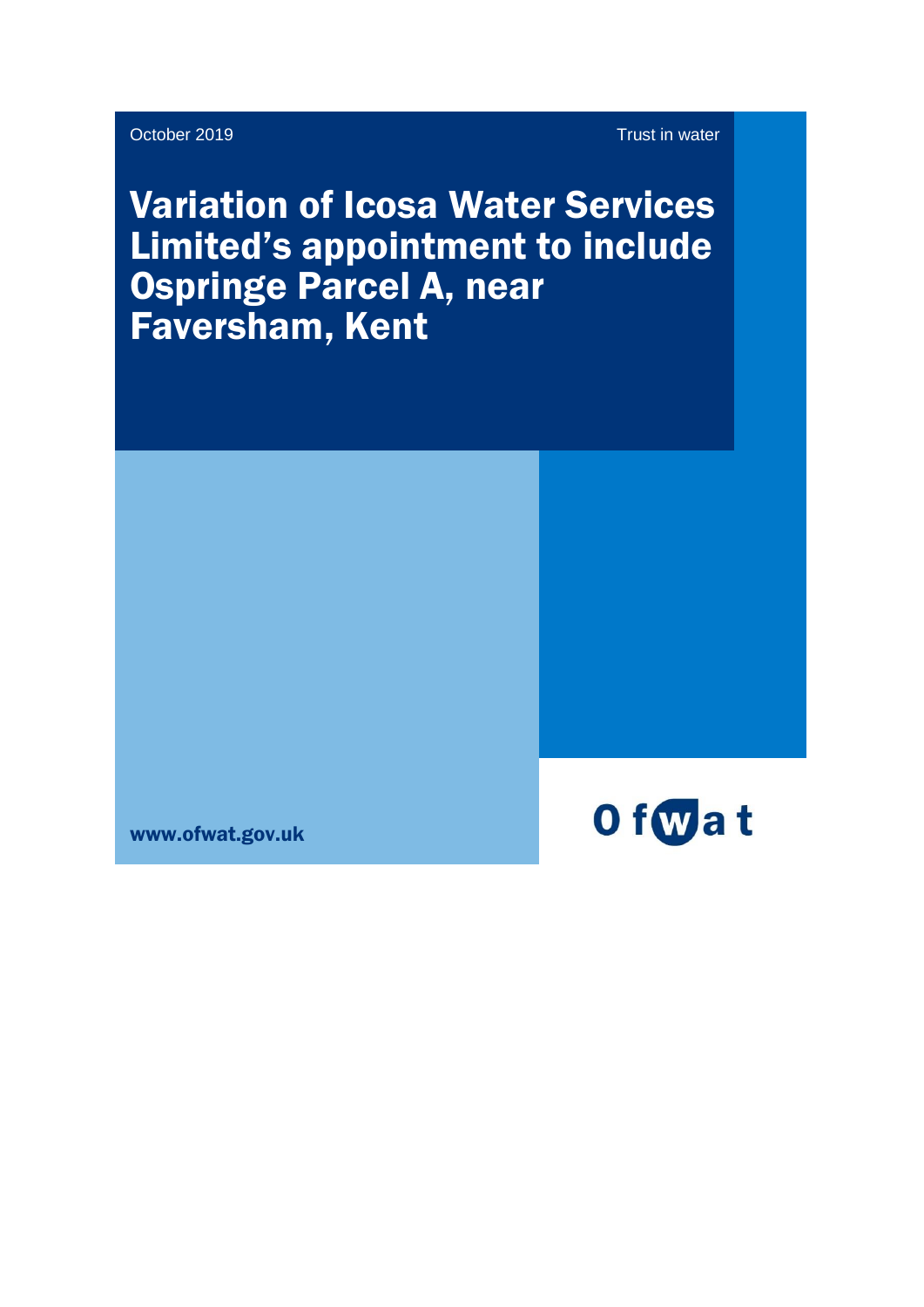October 2019

Trust in water

# Variation of Icosa Water Services Limited's appointment to include Ospringe Parcel A, near Faversham, Kent

www.ofwat.gov.uk

Ofwat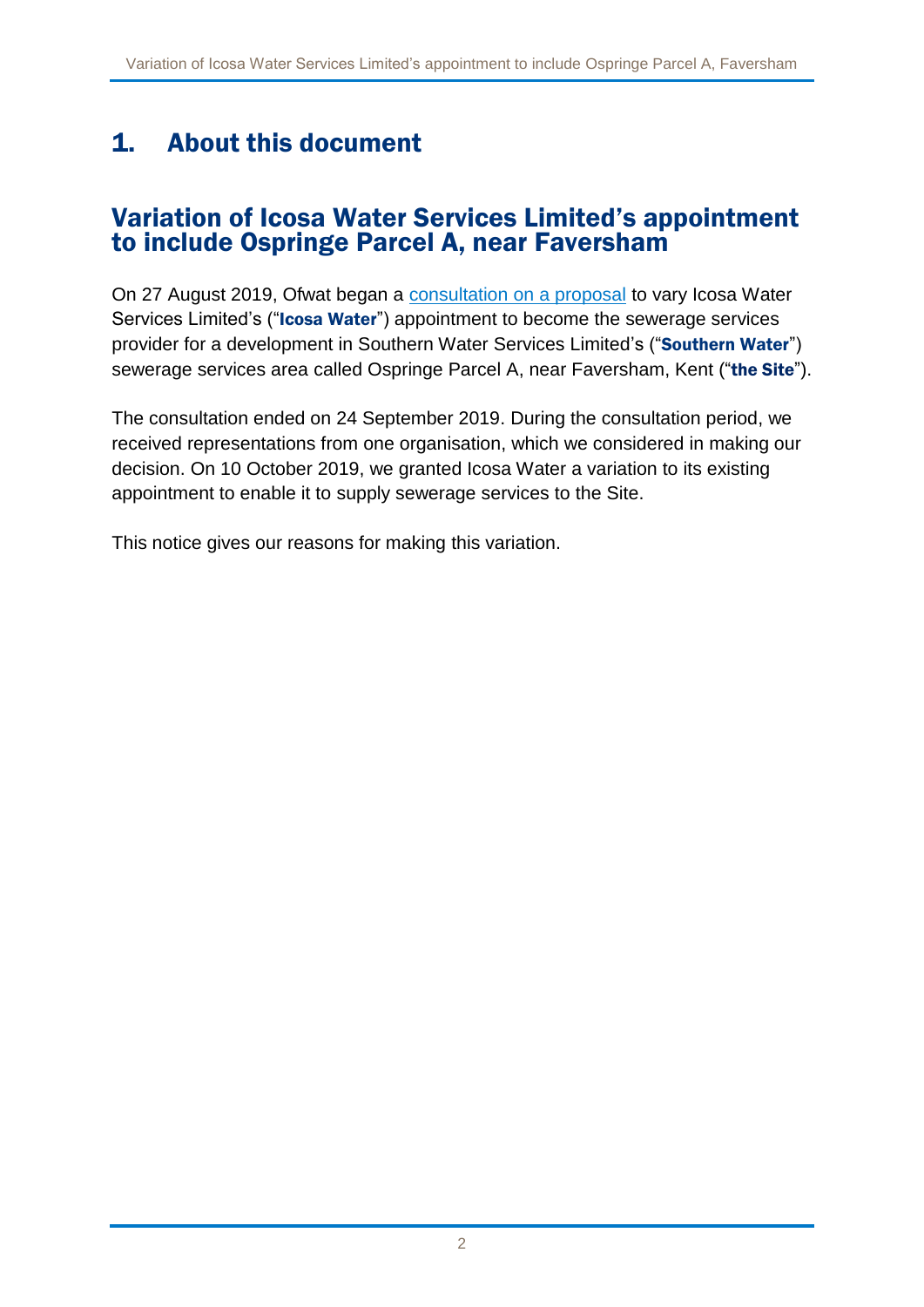# 1. About this document

## Variation of Icosa Water Services Limited's appointment to include Ospringe Parcel A, near Faversham

On 27 August 2019, Ofwat began a [consultation on a proposal](#) to vary Icosa Water Services Limited's ("**Icosa Water**") appointment to become the sewerage services provider for a development in Southern Water Services Limited's ("**Southern Water**") sewerage services area called Ospringe Parcel A, near Faversham, Kent ("**the Site**").

The consultation ended on 24 September 2019. During the consultation period, we received representations from one organisation, which we considered in making our decision. On 10 October 2019, we granted Icosa Water a variation to its existing appointment to enable it to supply sewerage services to the Site.

This notice gives our reasons for making this variation.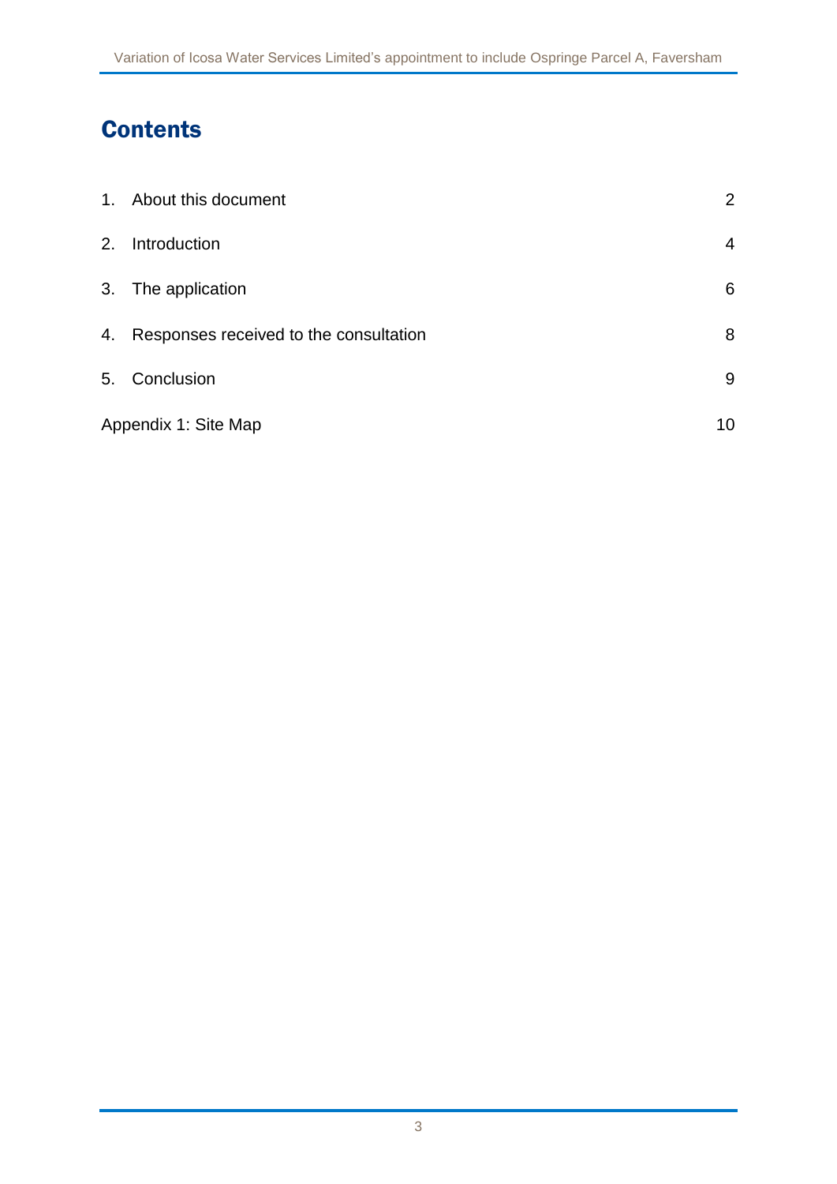# Contents

| | | |
|---|---|---|
| 1. | About this document | 2 |
| 2. | Introduction | 4 |
| 3. | The application | 6 |
| 4. | Responses received to the consultation | 8 |
| 5. | Conclusion | 9 |
| Appendix 1: Site Map | | 10 |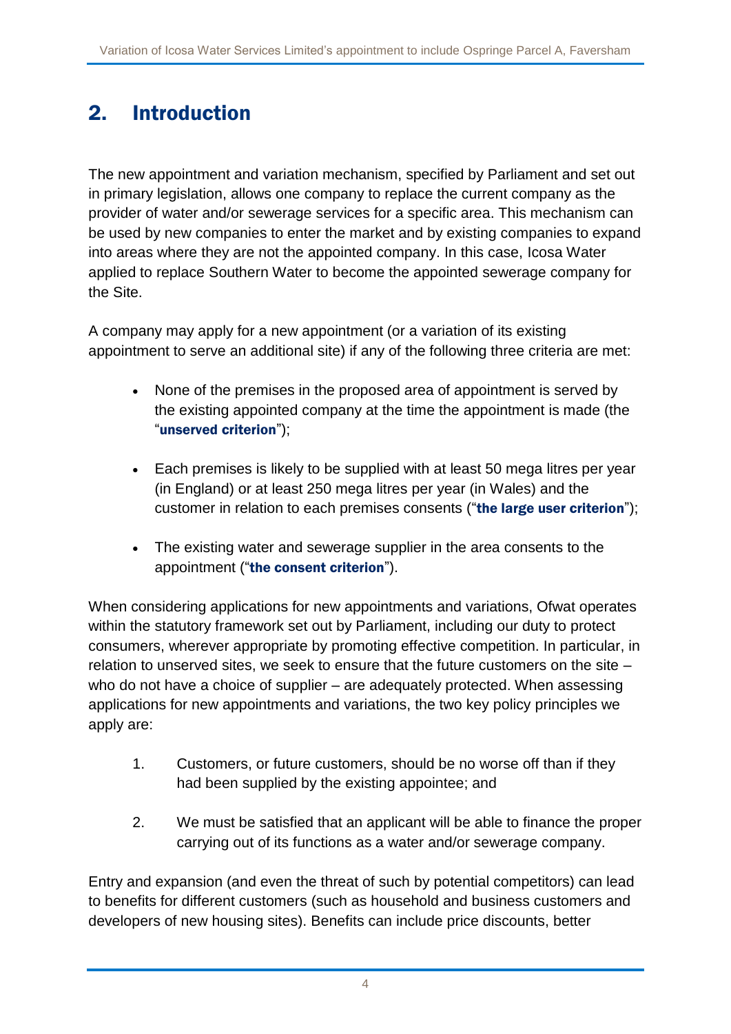## 2. Introduction

The new appointment and variation mechanism, specified by Parliament and set out in primary legislation, allows one company to replace the current company as the provider of water and/or sewerage services for a specific area. This mechanism can be used by new companies to enter the market and by existing companies to expand into areas where they are not the appointed company. In this case, Icosa Water applied to replace Southern Water to become the appointed sewerage company for the Site.

A company may apply for a new appointment (or a variation of its existing appointment to serve an additional site) if any of the following three criteria are met:

- None of the premises in the proposed area of appointment is served by the existing appointed company at the time the appointment is made (the "**unserved criterion**");
- Each premises is likely to be supplied with at least 50 mega litres per year (in England) or at least 250 mega litres per year (in Wales) and the customer in relation to each premises consents ("**the large user criterion**");
- The existing water and sewerage supplier in the area consents to the appointment ("**the consent criterion**").

When considering applications for new appointments and variations, Ofwat operates within the statutory framework set out by Parliament, including our duty to protect consumers, wherever appropriate by promoting effective competition. In particular, in relation to unserved sites, we seek to ensure that the future customers on the site – who do not have a choice of supplier – are adequately protected. When assessing applications for new appointments and variations, the two key policy principles we apply are:

1. Customers, or future customers, should be no worse off than if they had been supplied by the existing appointee; and
2. We must be satisfied that an applicant will be able to finance the proper carrying out of its functions as a water and/or sewerage company.

Entry and expansion (and even the threat of such by potential competitors) can lead to benefits for different customers (such as household and business customers and developers of new housing sites). Benefits can include price discounts, better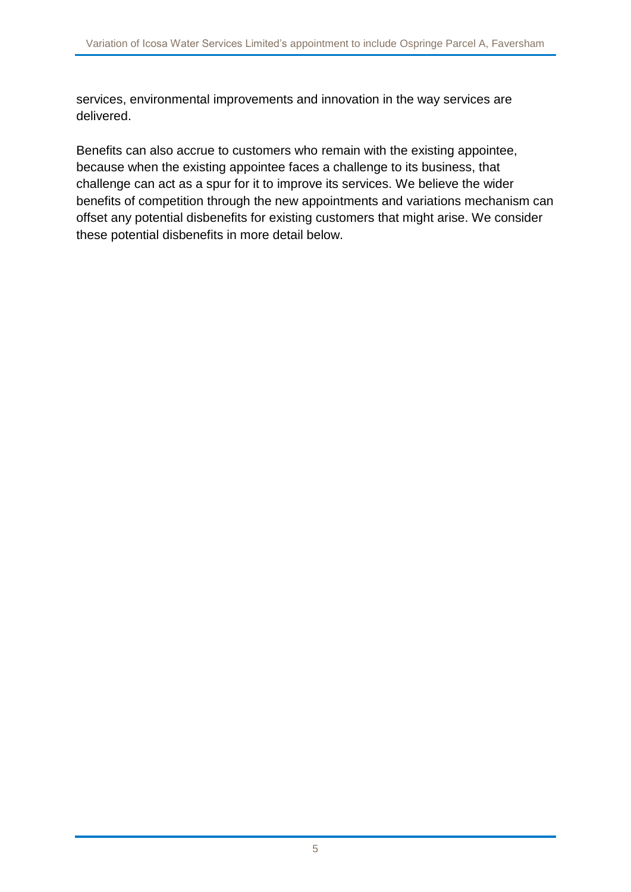services, environmental improvements and innovation in the way services are delivered.

Benefits can also accrue to customers who remain with the existing appointee, because when the existing appointee faces a challenge to its business, that challenge can act as a spur for it to improve its services. We believe the wider benefits of competition through the new appointments and variations mechanism can offset any potential disbenefits for existing customers that might arise. We consider these potential disbenefits in more detail below.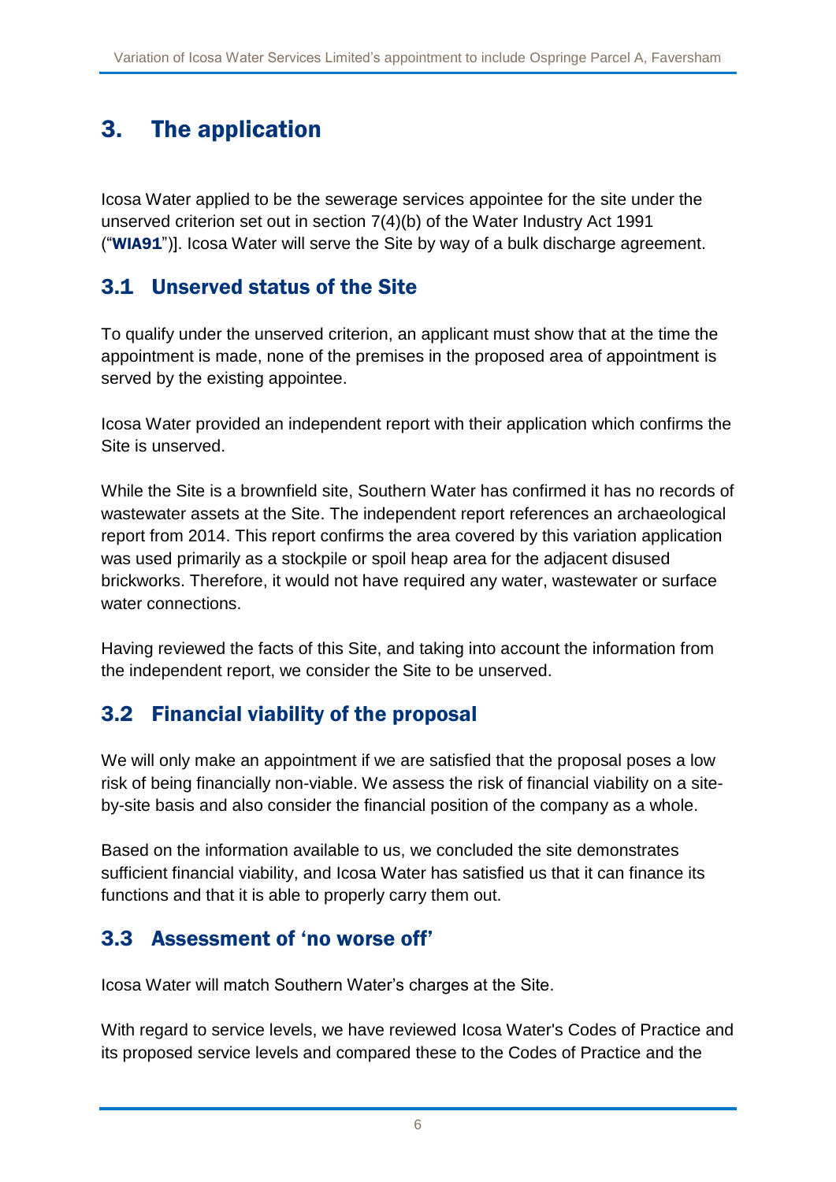# 3. The application

Icosa Water applied to be the sewerage services appointee for the site under the unserved criterion set out in section 7(4)(b) of the Water Industry Act 1991 ("**WIA91**")]. Icosa Water will serve the Site by way of a bulk discharge agreement.

## 3.1 Unserved status of the Site

To qualify under the unserved criterion, an applicant must show that at the time the appointment is made, none of the premises in the proposed area of appointment is served by the existing appointee.

Icosa Water provided an independent report with their application which confirms the Site is unserved.

While the Site is a brownfield site, Southern Water has confirmed it has no records of wastewater assets at the Site. The independent report references an archaeological report from 2014. This report confirms the area covered by this variation application was used primarily as a stockpile or spoil heap area for the adjacent disused brickworks. Therefore, it would not have required any water, wastewater or surface water connections.

Having reviewed the facts of this Site, and taking into account the information from the independent report, we consider the Site to be unserved.

## 3.2 Financial viability of the proposal

We will only make an appointment if we are satisfied that the proposal poses a low risk of being financially non-viable. We assess the risk of financial viability on a site-by-site basis and also consider the financial position of the company as a whole.

Based on the information available to us, we concluded the site demonstrates sufficient financial viability, and Icosa Water has satisfied us that it can finance its functions and that it is able to properly carry them out.

## 3.3 Assessment of 'no worse off'

Icosa Water will match Southern Water's charges at the Site.

With regard to service levels, we have reviewed Icosa Water's Codes of Practice and its proposed service levels and compared these to the Codes of Practice and the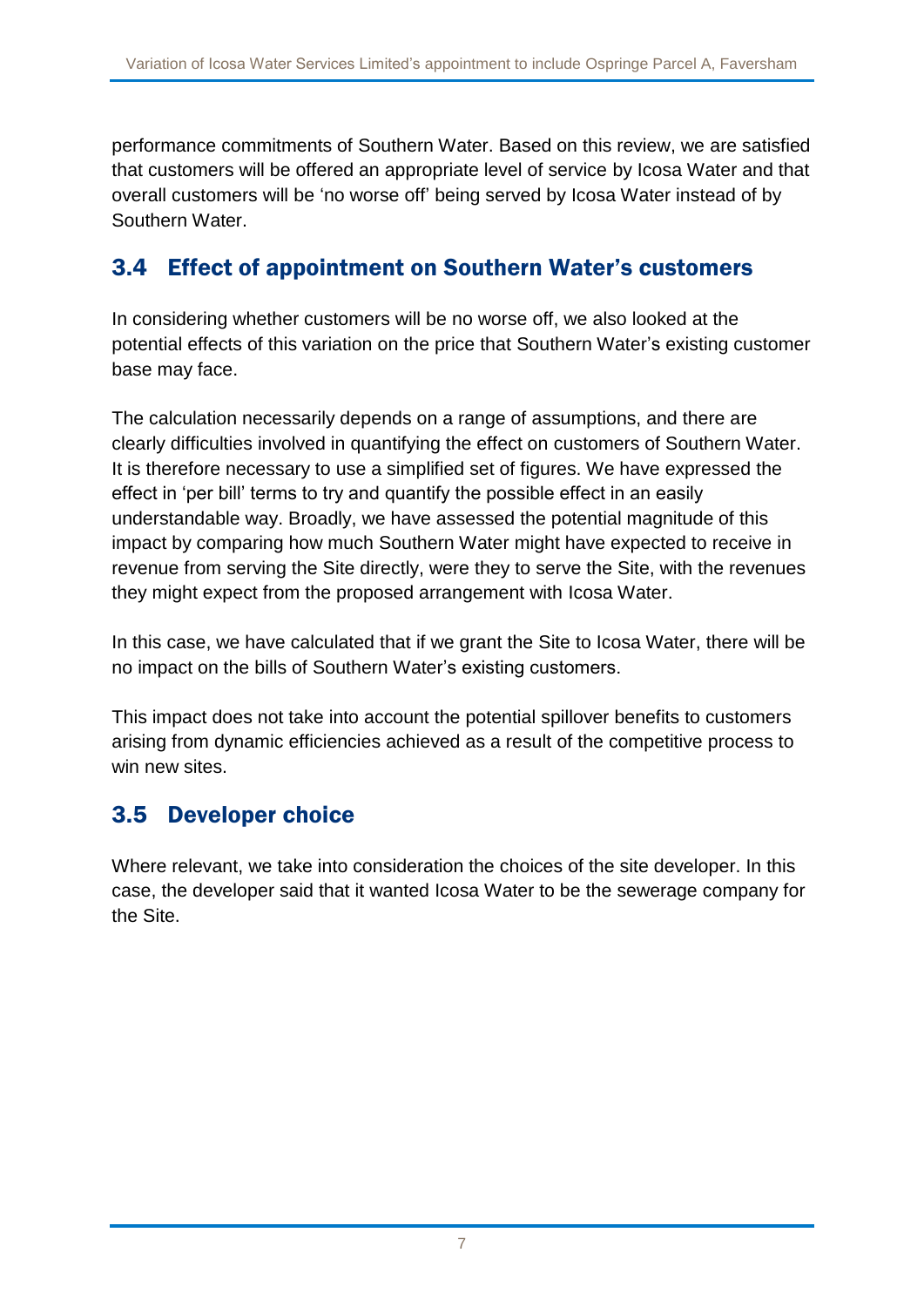performance commitments of Southern Water. Based on this review, we are satisfied that customers will be offered an appropriate level of service by Icosa Water and that overall customers will be 'no worse off' being served by Icosa Water instead of by Southern Water.

## 3.4 Effect of appointment on Southern Water's customers

In considering whether customers will be no worse off, we also looked at the potential effects of this variation on the price that Southern Water's existing customer base may face.

The calculation necessarily depends on a range of assumptions, and there are clearly difficulties involved in quantifying the effect on customers of Southern Water. It is therefore necessary to use a simplified set of figures. We have expressed the effect in 'per bill' terms to try and quantify the possible effect in an easily understandable way. Broadly, we have assessed the potential magnitude of this impact by comparing how much Southern Water might have expected to receive in revenue from serving the Site directly, were they to serve the Site, with the revenues they might expect from the proposed arrangement with Icosa Water.

In this case, we have calculated that if we grant the Site to Icosa Water, there will be no impact on the bills of Southern Water's existing customers.

This impact does not take into account the potential spillover benefits to customers arising from dynamic efficiencies achieved as a result of the competitive process to win new sites.

## 3.5 Developer choice

Where relevant, we take into consideration the choices of the site developer. In this case, the developer said that it wanted Icosa Water to be the sewerage company for the Site.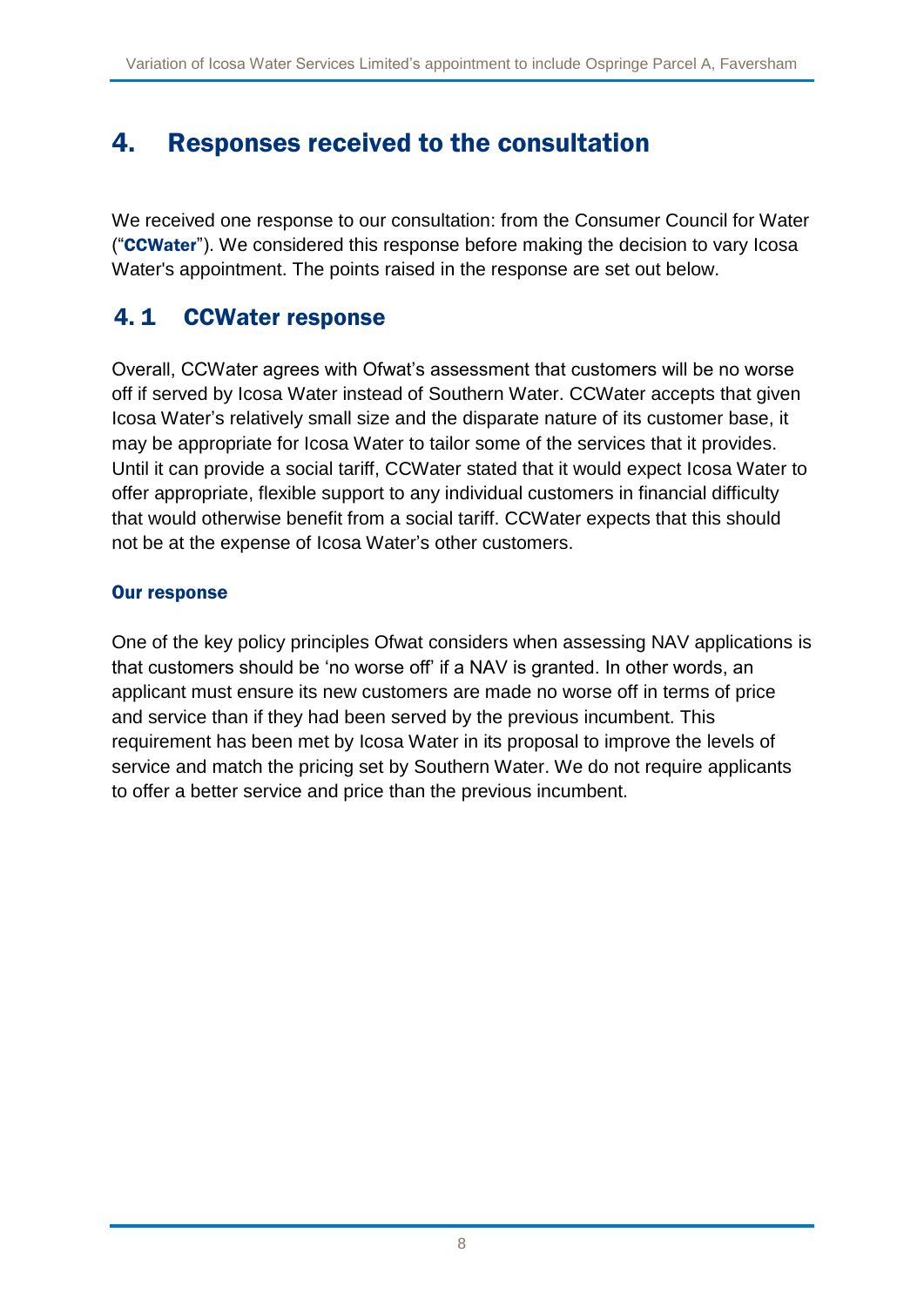# 4. Responses received to the consultation

We received one response to our consultation: from the Consumer Council for Water ("**CCWater**"). We considered this response before making the decision to vary Icosa Water's appointment. The points raised in the response are set out below.

## 4.1 CCWater response

Overall, CCWater agrees with Ofwat's assessment that customers will be no worse off if served by Icosa Water instead of Southern Water. CCWater accepts that given Icosa Water's relatively small size and the disparate nature of its customer base, it may be appropriate for Icosa Water to tailor some of the services that it provides. Until it can provide a social tariff, CCWater stated that it would expect Icosa Water to offer appropriate, flexible support to any individual customers in financial difficulty that would otherwise benefit from a social tariff. CCWater expects that this should not be at the expense of Icosa Water's other customers.

### Our response

One of the key policy principles Ofwat considers when assessing NAV applications is that customers should be 'no worse off' if a NAV is granted. In other words, an applicant must ensure its new customers are made no worse off in terms of price and service than if they had been served by the previous incumbent. This requirement has been met by Icosa Water in its proposal to improve the levels of service and match the pricing set by Southern Water. We do not require applicants to offer a better service and price than the previous incumbent.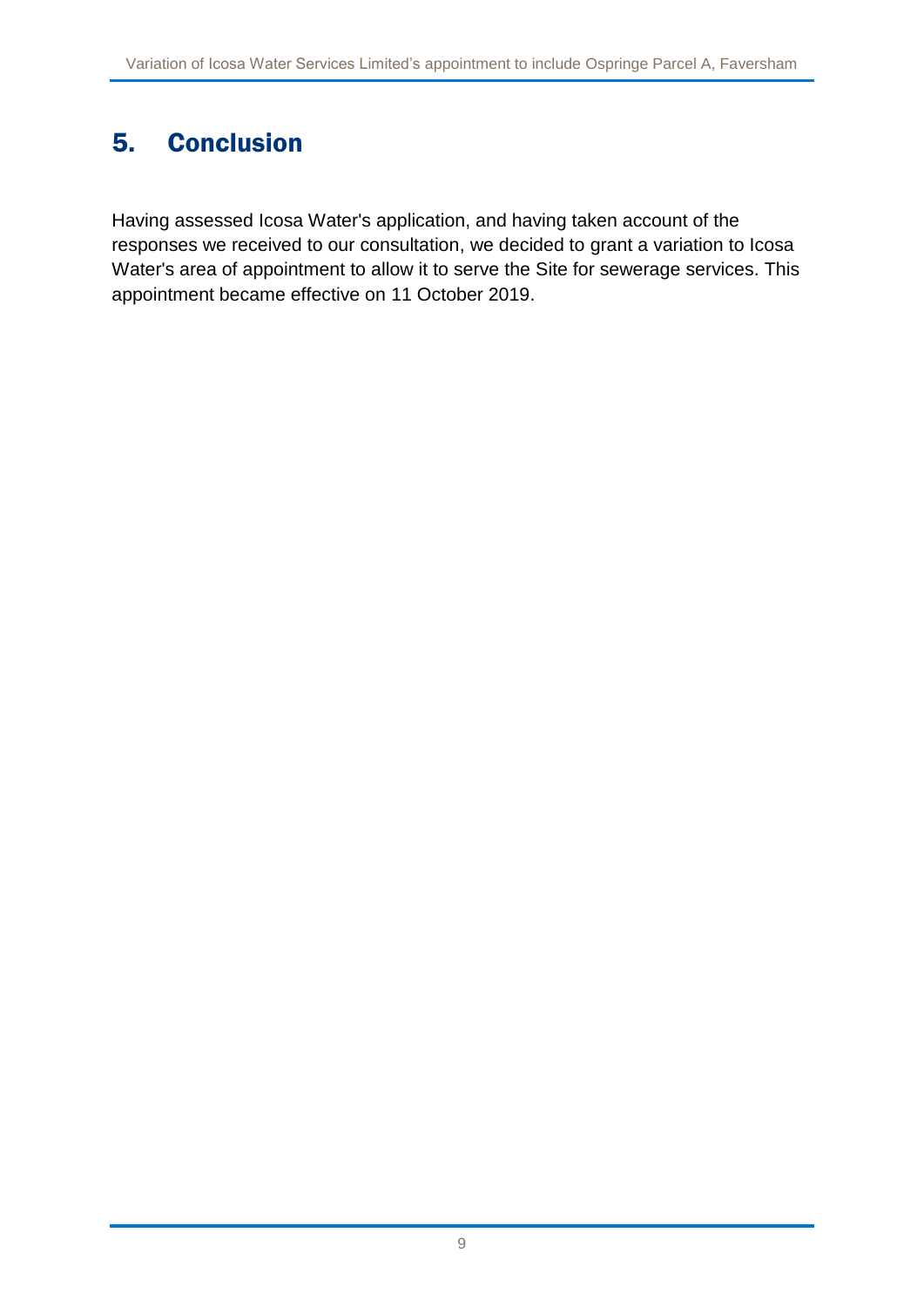## 5. Conclusion

Having assessed Icosa Water's application, and having taken account of the responses we received to our consultation, we decided to grant a variation to Icosa Water's area of appointment to allow it to serve the Site for sewerage services. This appointment became effective on 11 October 2019.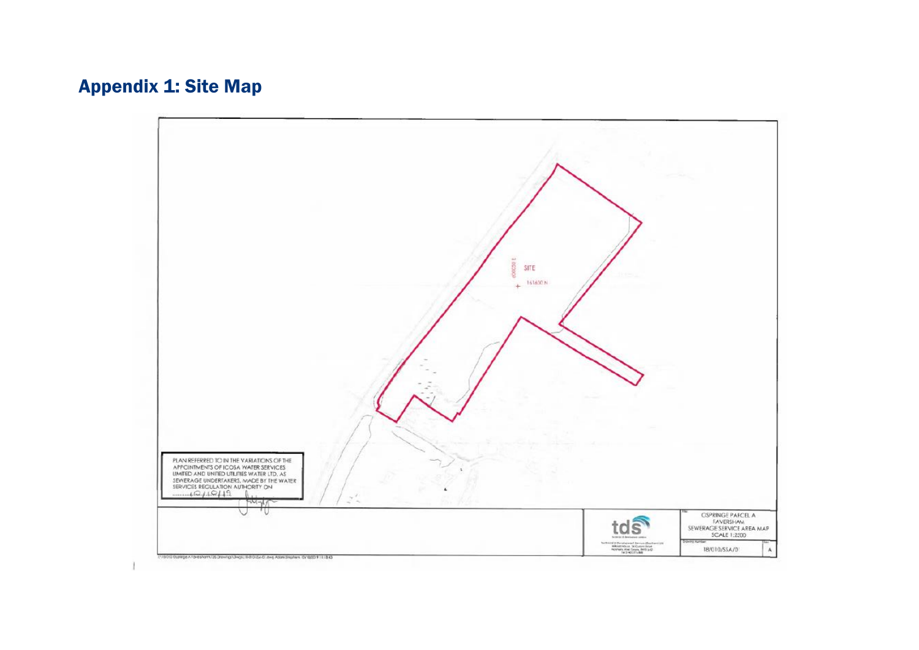## Appendix 1: Site Map

SITE

161600 N

600200 E

PLAN REFERRED TO IN THE VARIATIONS OF THE APPOINTMENTS OF ICOSA WATER SERVICES LIMITED AND UNITED UTILITIES WATER LTD. AS SEWERAGE UNDERTAKERS, MADE BY THE WATER SERVICES REGULATION AUTHORITY ON ......10/10/19

tds

OSPRINGE PARCEL A
FAVERSHAM
SEWERAGE SERVICE AREA MAP
SCALE 1:2500

18/010/SSA/01

A